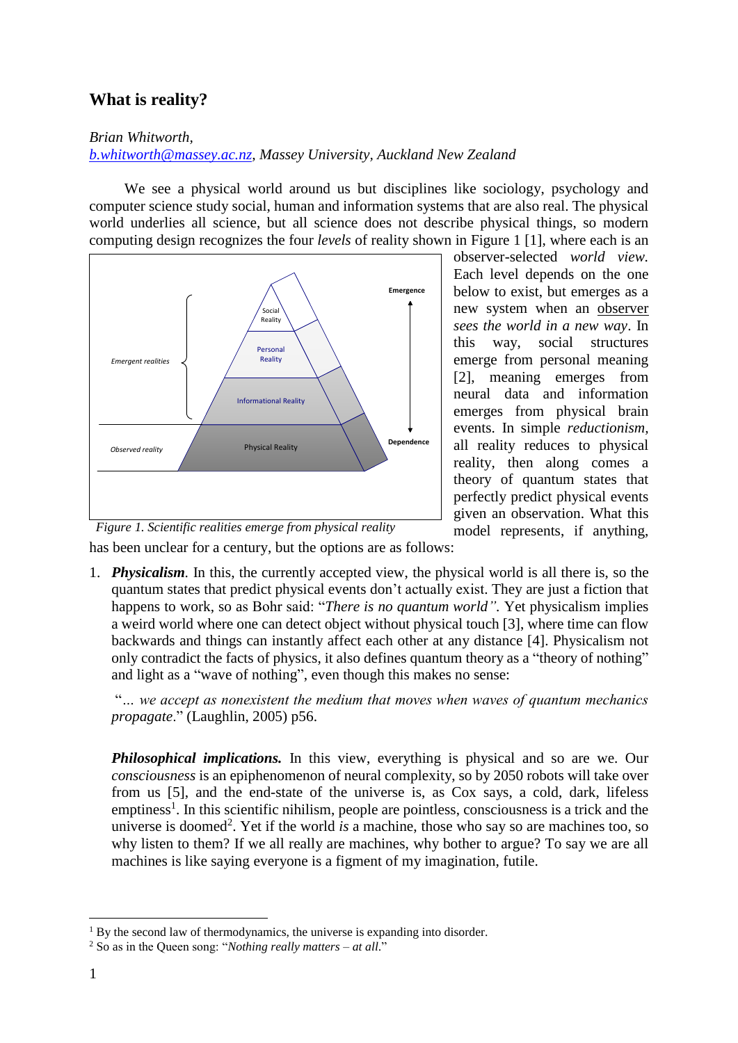## What is reality?

*Brian Whitworth,*
*b.whitworth@massey.ac.nz, Massey University, Auckland New Zealand*

We see a physical world around us but disciplines like sociology, psychology and computer science study social, human and information systems that are also real. The physical world underlies all science, but all science does not describe physical things, so modern computing design recognizes the four *levels* of reality shown in Figure 1 [1], where each is an observer-selected *world view.* Each level depends on the one below to exist, but emerges as a new system when an observer *sees the world in a new way*. In this way, social structures emerge from personal meaning [2], meaning emerges from neural data and information emerges from physical brain events. In simple *reductionism*, all reality reduces to physical reality, then along comes a theory of quantum states that perfectly predict physical events given an observation. What this model represents, if anything, has been unclear for a century, but the options are as follows:

*Figure 1. Scientific realities emerge from physical reality*

1. ***Physicalism***. In this, the currently accepted view, the physical world is all there is, so the quantum states that predict physical events don't actually exist. They are just a fiction that happens to work, so as Bohr said: "*There is no quantum world".* Yet physicalism implies a weird world where one can detect object without physical touch [3], where time can flow backwards and things can instantly affect each other at any distance [4]. Physicalism not only contradict the facts of physics, it also defines quantum theory as a "theory of nothing" and light as a "wave of nothing", even though this makes no sense:

   "*… we accept as nonexistent the medium that moves when waves of quantum mechanics propagate*." (Laughlin, 2005) p56.

   ***Philosophical implications.*** In this view, everything is physical and so are we. Our *consciousness* is an epiphenomenon of neural complexity, so by 2050 robots will take over from us [5], and the end-state of the universe is, as Cox says, a cold, dark, lifeless emptiness[1]. In this scientific nihilism, people are pointless, consciousness is a trick and the universe is doomed[2]. Yet if the world *is* a machine, those who say so are machines too, so why listen to them? If we all really are machines, why bother to argue? To say we are all machines is like saying everyone is a figment of my imagination, futile.

---

[1] By the second law of thermodynamics, the universe is expanding into disorder.

[2] So as in the Queen song: "*Nothing really matters – at all*."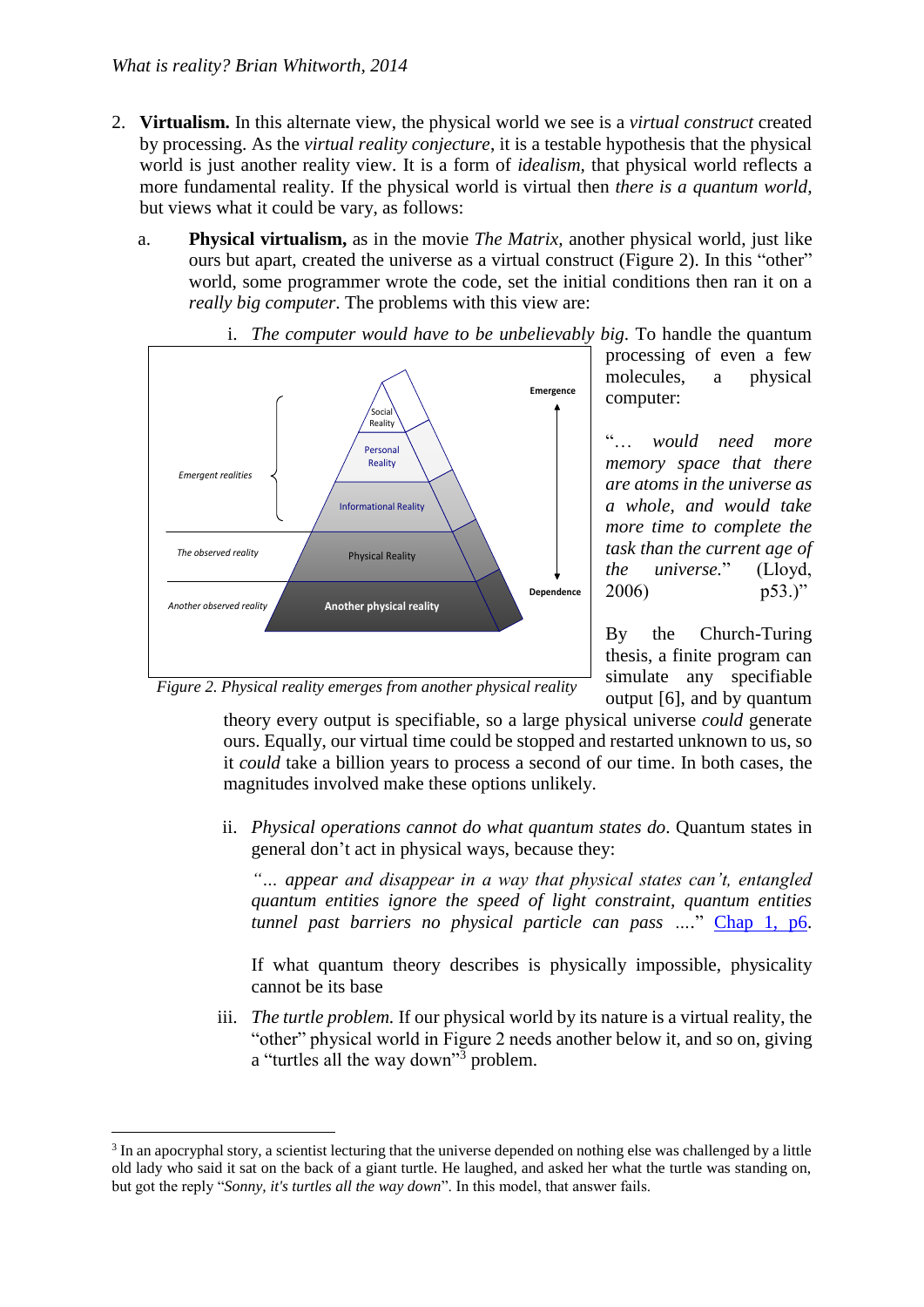2. **Virtualism.** In this alternate view, the physical world we see is a *virtual construct* created by processing. As the *virtual reality conjecture*, it is a testable hypothesis that the physical world is just another reality view. It is a form of *idealism*, that physical world reflects a more fundamental reality. If the physical world is virtual then *there is a quantum world*, but views what it could be vary, as follows:

   a. **Physical virtualism,** as in the movie *The Matrix*, another physical world, just like ours but apart, created the universe as a virtual construct (Figure 2). In this "other" world, some programmer wrote the code, set the initial conditions then ran it on a *really big computer*. The problems with this view are:

      i. *The computer would have to be unbelievably big*. To handle the quantum processing of even a few molecules, a physical computer:

      "*… would need more memory space that there are atoms in the universe as a whole, and would take more time to complete the task than the current age of the universe.*" (Lloyd, 2006) p53.)"

      *Figure 2. Physical reality emerges from another physical reality*

      By the Church-Turing thesis, a finite program can simulate any specifiable output [6], and by quantum theory every output is specifiable, so a large physical universe *could* generate ours. Equally, our virtual time could be stopped and restarted unknown to us, so it *could* take a billion years to process a second of our time. In both cases, the magnitudes involved make these options unlikely.

      ii. *Physical operations cannot do what quantum states do*. Quantum states in general don't act in physical ways, because they:

      *"… appear and disappear in a way that physical states can't, entangled quantum entities ignore the speed of light constraint, quantum entities tunnel past barriers no physical particle can pass ….*" Chap 1, p6.

      If what quantum theory describes is physically impossible, physicality cannot be its base

      iii. *The turtle problem.* If our physical world by its nature is a virtual reality, the "other" physical world in Figure 2 needs another below it, and so on, giving a "turtles all the way down"[3] problem.

---

[3] In an apocryphal story, a scientist lecturing that the universe depended on nothing else was challenged by a little old lady who said it sat on the back of a giant turtle. He laughed, and asked her what the turtle was standing on, but got the reply "*Sonny, it's turtles all the way down*". In this model, that answer fails.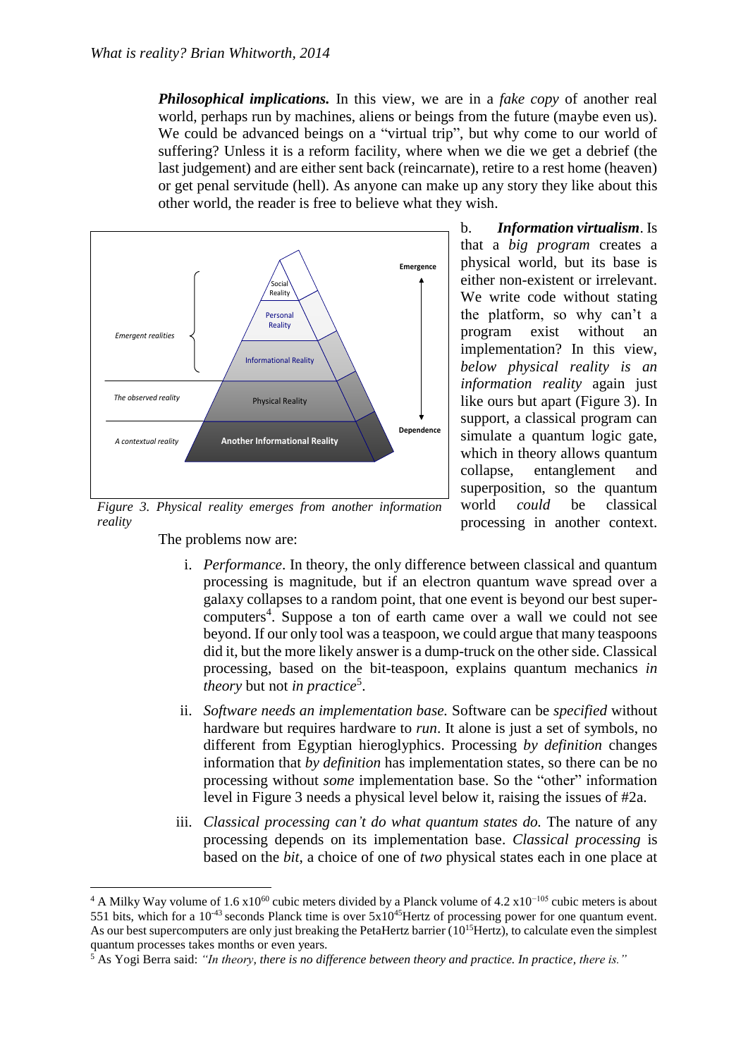***Philosophical implications.*** In this view, we are in a *fake copy* of another real world, perhaps run by machines, aliens or beings from the future (maybe even us). We could be advanced beings on a "virtual trip", but why come to our world of suffering? Unless it is a reform facility, where when we die we get a debrief (the last judgement) and are either sent back (reincarnate), retire to a rest home (heaven) or get penal servitude (hell). As anyone can make up any story they like about this other world, the reader is free to believe what they wish.

b. ***Information virtualism***. Is that a *big program* creates a physical world, but its base is either non-existent or irrelevant. We write code without stating the platform, so why can't a program exist without an implementation? In this view, *below physical reality is an information reality* again just like ours but apart (Figure 3). In support, a classical program can simulate a quantum logic gate, which in theory allows quantum collapse, entanglement and superposition, so the quantum world *could* be classical processing in another context.

*Figure 3. Physical reality emerges from another information reality*

The problems now are:

i. *Performance*. In theory, the only difference between classical and quantum processing is magnitude, but if an electron quantum wave spread over a galaxy collapses to a random point, that one event is beyond our best super-computers[4]. Suppose a ton of earth came over a wall we could not see beyond. If our only tool was a teaspoon, we could argue that many teaspoons did it, but the more likely answer is a dump-truck on the other side. Classical processing, based on the bit-teaspoon, explains quantum mechanics *in theory* but not *in practice*[5].

ii. *Software needs an implementation base.* Software can be *specified* without hardware but requires hardware to *run*. It alone is just a set of symbols, no different from Egyptian hieroglyphics. Processing *by definition* changes information that *by definition* has implementation states, so there can be no processing without *some* implementation base. So the "other" information level in Figure 3 needs a physical level below it, raising the issues of #2a.

iii. *Classical processing can't do what quantum states do.* The nature of any processing depends on its implementation base. *Classical processing* is based on the *bit*, a choice of one of *two* physical states each in one place at

---

[4] A Milky Way volume of $1.6 \times 10^{60}$ cubic meters divided by a Planck volume of $4.2 \times 10^{-105}$ cubic meters is about 551 bits, which for a $10^{-43}$ seconds Planck time is over $5 \times 10^{45}$Hertz of processing power for one quantum event. As our best supercomputers are only just breaking the PetaHertz barrier ($10^{15}$Hertz), to calculate even the simplest quantum processes takes months or even years.

[5] As Yogi Berra said: *"In theory, there is no difference between theory and practice. In practice, there is."*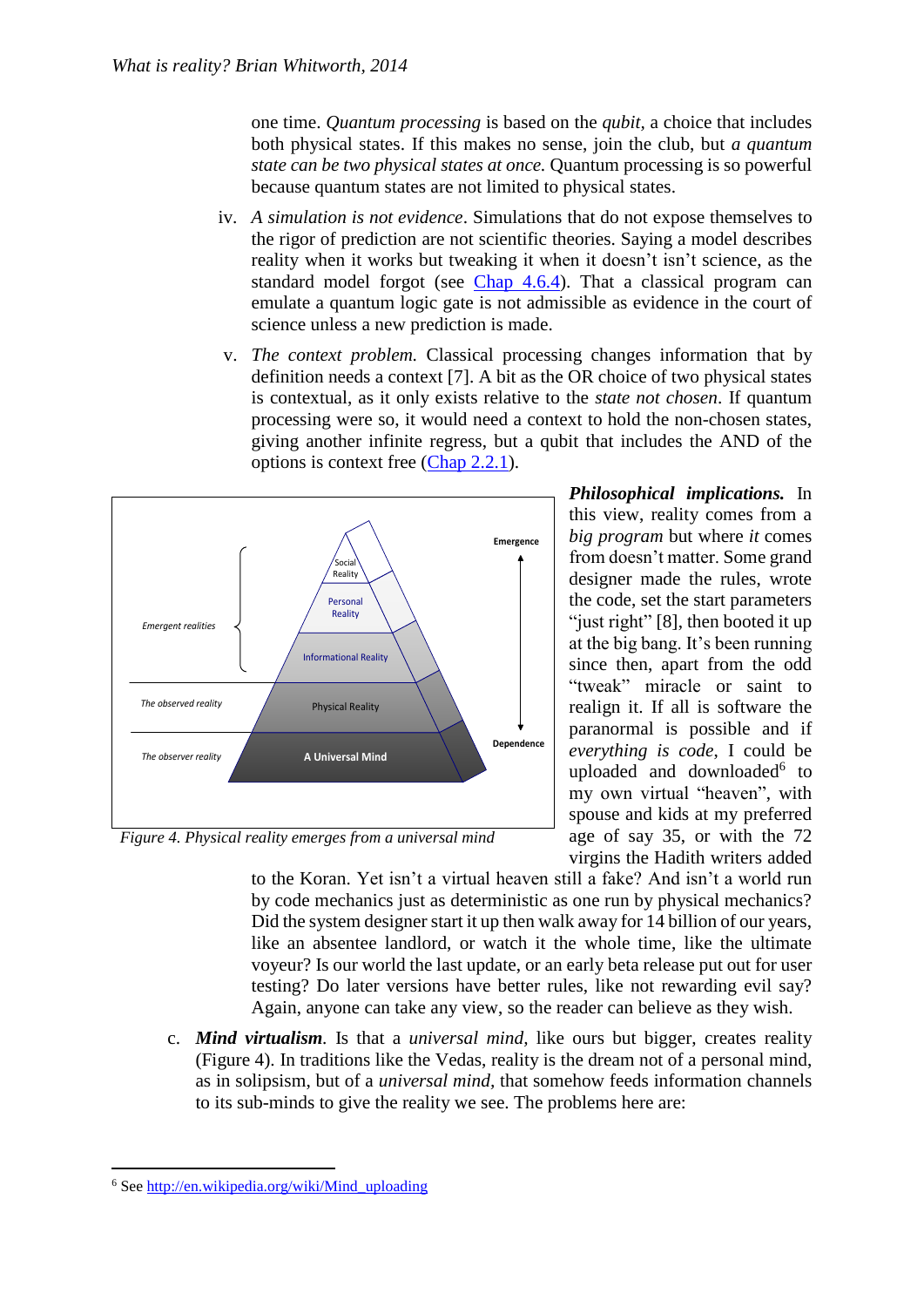one time. *Quantum processing* is based on the *qubit*, a choice that includes both physical states. If this makes no sense, join the club, but *a quantum state can be two physical states at once.* Quantum processing is so powerful because quantum states are not limited to physical states.

iv. *A simulation is not evidence*. Simulations that do not expose themselves to the rigor of prediction are not scientific theories. Saying a model describes reality when it works but tweaking it when it doesn't isn't science, as the standard model forgot (see Chap 4.6.4). That a classical program can emulate a quantum logic gate is not admissible as evidence in the court of science unless a new prediction is made.

v. *The context problem.* Classical processing changes information that by definition needs a context [7]. A bit as the OR choice of two physical states is contextual, as it only exists relative to the *state not chosen*. If quantum processing were so, it would need a context to hold the non-chosen states, giving another infinite regress, but a qubit that includes the AND of the options is context free (Chap 2.2.1).

Figure 4. Physical reality emerges from a universal mind

***Philosophical implications.*** In this view, reality comes from a *big program* but where *it* comes from doesn't matter. Some grand designer made the rules, wrote the code, set the start parameters "just right" [8], then booted it up at the big bang. It's been running since then, apart from the odd "tweak" miracle or saint to realign it. If all is software the paranormal is possible and if *everything is code*, I could be uploaded and downloaded[6] to my own virtual "heaven", with spouse and kids at my preferred age of say 35, or with the 72 virgins the Hadith writers added to the Koran. Yet isn't a virtual heaven still a fake? And isn't a world run by code mechanics just as deterministic as one run by physical mechanics? Did the system designer start it up then walk away for 14 billion of our years, like an absentee landlord, or watch it the whole time, like the ultimate voyeur? Is our world the last update, or an early beta release put out for user testing? Do later versions have better rules, like not rewarding evil say? Again, anyone can take any view, so the reader can believe as they wish.

c. ***Mind virtualism***. Is that a *universal mind*, like ours but bigger, creates reality (Figure 4). In traditions like the Vedas, reality is the dream not of a personal mind, as in solipsism, but of a *universal mind*, that somehow feeds information channels to its sub-minds to give the reality we see. The problems here are:

[6] See http://en.wikipedia.org/wiki/Mind_uploading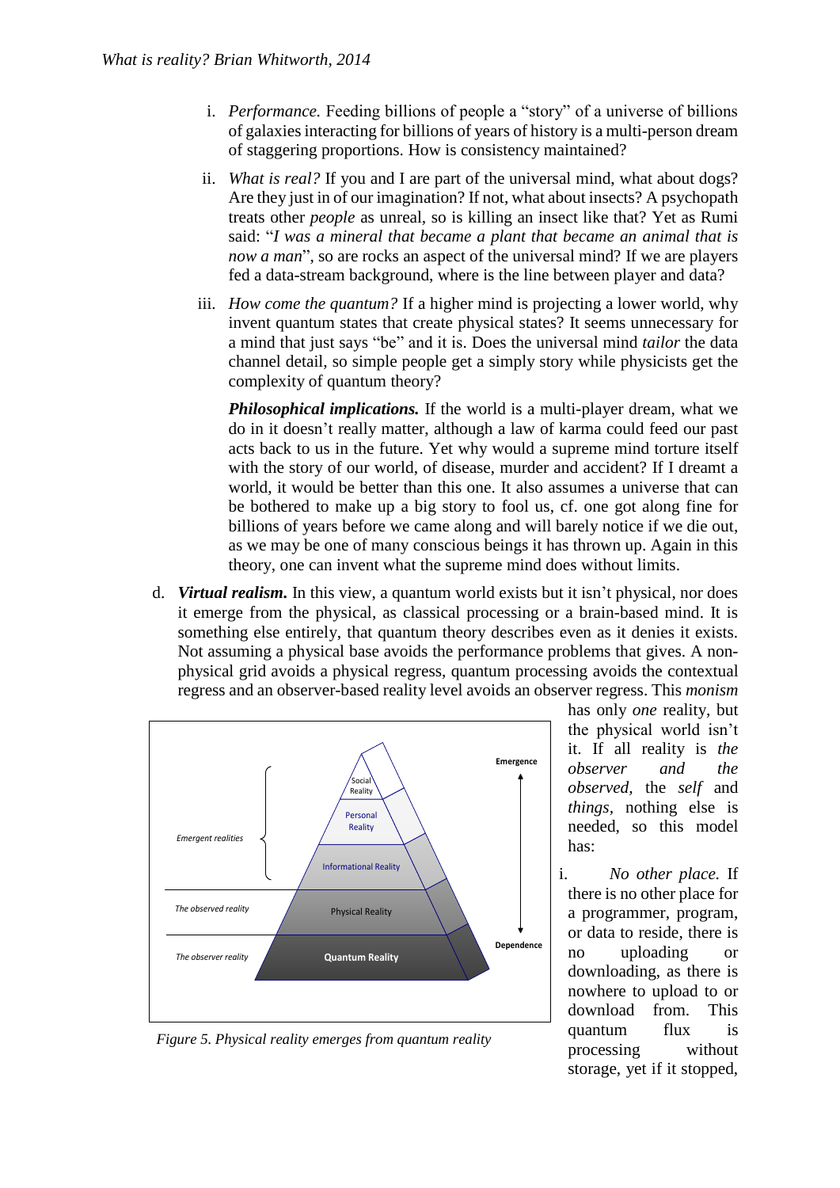i. *Performance.* Feeding billions of people a "story" of a universe of billions of galaxies interacting for billions of years of history is a multi-person dream of staggering proportions. How is consistency maintained?

ii. *What is real?* If you and I are part of the universal mind, what about dogs? Are they just in of our imagination? If not, what about insects? A psychopath treats other *people* as unreal, so is killing an insect like that? Yet as Rumi said: "*I was a mineral that became a plant that became an animal that is now a man*", so are rocks an aspect of the universal mind? If we are players fed a data-stream background, where is the line between player and data?

iii. *How come the quantum?* If a higher mind is projecting a lower world, why invent quantum states that create physical states? It seems unnecessary for a mind that just says "be" and it is. Does the universal mind *tailor* the data channel detail, so simple people get a simply story while physicists get the complexity of quantum theory?

***Philosophical implications.*** If the world is a multi-player dream, what we do in it doesn't really matter, although a law of karma could feed our past acts back to us in the future. Yet why would a supreme mind torture itself with the story of our world, of disease, murder and accident? If I dreamt a world, it would be better than this one. It also assumes a universe that can be bothered to make up a big story to fool us, cf. one got along fine for billions of years before we came along and will barely notice if we die out, as we may be one of many conscious beings it has thrown up. Again in this theory, one can invent what the supreme mind does without limits.

d. ***Virtual realism.*** In this view, a quantum world exists but it isn't physical, nor does it emerge from the physical, as classical processing or a brain-based mind. It is something else entirely, that quantum theory describes even as it denies it exists. Not assuming a physical base avoids the performance problems that gives. A non-physical grid avoids a physical regress, quantum processing avoids the contextual regress and an observer-based reality level avoids an observer regress. This *monism* has only *one* reality, but the physical world isn't it. If all reality is *the observer and the observed*, the *self* and *things*, nothing else is needed, so this model has:

Figure 5. Physical reality emerges from quantum reality

i. *No other place.* If there is no other place for a programmer, program, or data to reside, there is no uploading or downloading, as there is nowhere to upload to or download from. This quantum flux is processing without storage, yet if it stopped,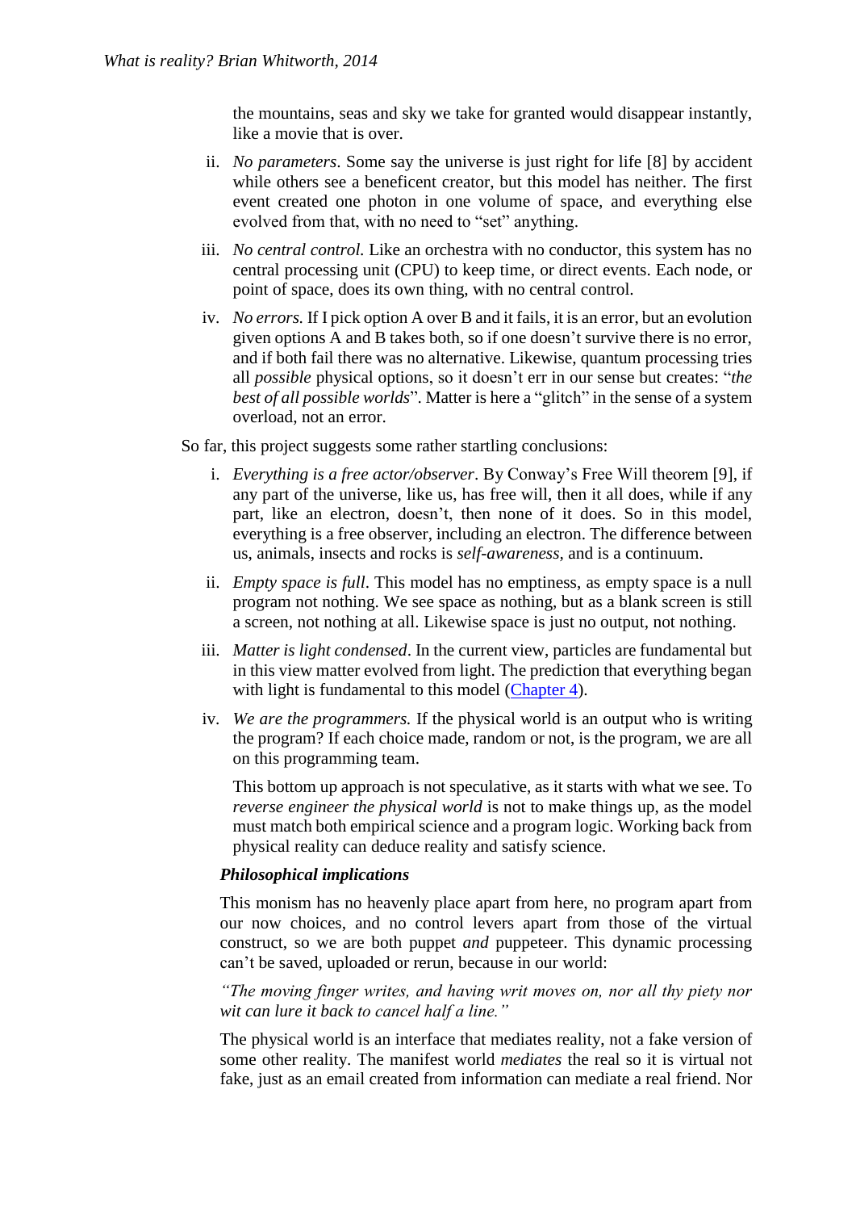the mountains, seas and sky we take for granted would disappear instantly, like a movie that is over.

ii. *No parameters*. Some say the universe is just right for life [8] by accident while others see a beneficent creator, but this model has neither. The first event created one photon in one volume of space, and everything else evolved from that, with no need to "set" anything.

iii. *No central control.* Like an orchestra with no conductor, this system has no central processing unit (CPU) to keep time, or direct events. Each node, or point of space, does its own thing, with no central control.

iv. *No errors.* If I pick option A over B and it fails, it is an error, but an evolution given options A and B takes both, so if one doesn't survive there is no error, and if both fail there was no alternative. Likewise, quantum processing tries all *possible* physical options, so it doesn't err in our sense but creates: "*the best of all possible worlds*". Matter is here a "glitch" in the sense of a system overload, not an error.

So far, this project suggests some rather startling conclusions:

i. *Everything is a free actor/observer*. By Conway's Free Will theorem [9], if any part of the universe, like us, has free will, then it all does, while if any part, like an electron, doesn't, then none of it does. So in this model, everything is a free observer, including an electron. The difference between us, animals, insects and rocks is *self-awareness,* and is a continuum.

ii. *Empty space is full*. This model has no emptiness, as empty space is a null program not nothing. We see space as nothing, but as a blank screen is still a screen, not nothing at all. Likewise space is just no output, not nothing.

iii. *Matter is light condensed*. In the current view, particles are fundamental but in this view matter evolved from light. The prediction that everything began with light is fundamental to this model (Chapter 4).

iv. *We are the programmers.* If the physical world is an output who is writing the program? If each choice made, random or not, is the program, we are all on this programming team.

This bottom up approach is not speculative, as it starts with what we see. To *reverse engineer the physical world* is not to make things up, as the model must match both empirical science and a program logic. Working back from physical reality can deduce reality and satisfy science.

### Philosophical implications

This monism has no heavenly place apart from here, no program apart from our now choices, and no control levers apart from those of the virtual construct, so we are both puppet *and* puppeteer. This dynamic processing can't be saved, uploaded or rerun, because in our world:

*"The moving finger writes, and having writ moves on, nor all thy piety nor wit can lure it back to cancel half a line."*

The physical world is an interface that mediates reality, not a fake version of some other reality. The manifest world *mediates* the real so it is virtual not fake, just as an email created from information can mediate a real friend. Nor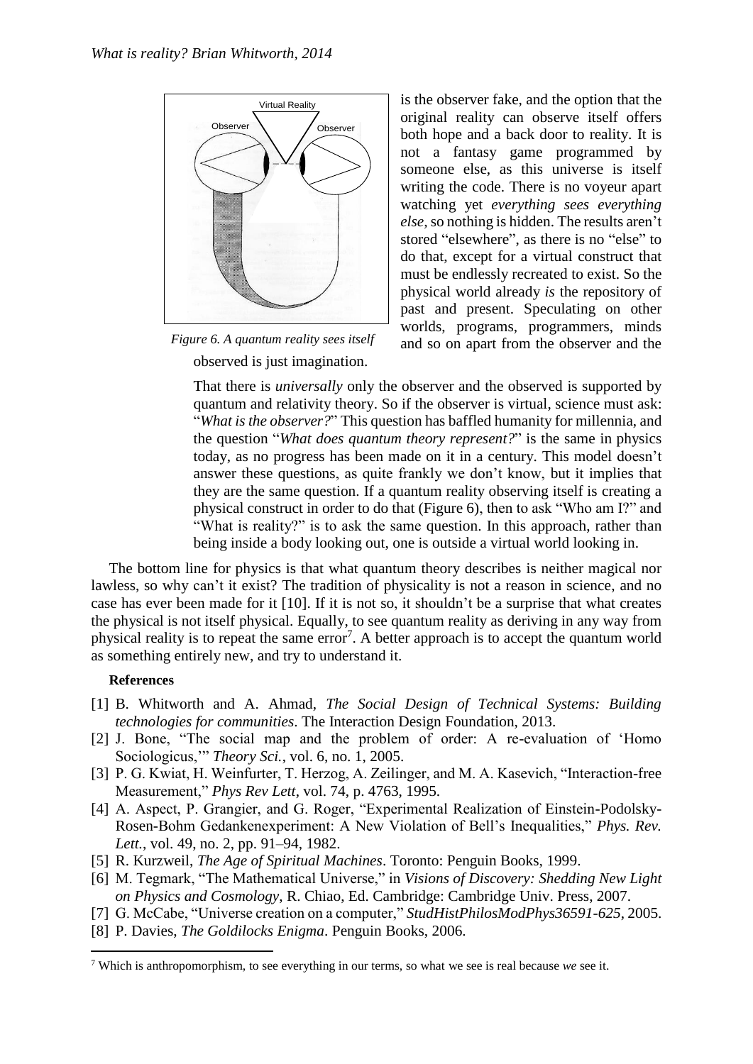is the observer fake, and the option that the original reality can observe itself offers both hope and a back door to reality. It is not a fantasy game programmed by someone else, as this universe is itself writing the code. There is no voyeur apart watching yet *everything sees everything else*, so nothing is hidden. The results aren't stored "elsewhere", as there is no "else" to do that, except for a virtual construct that must be endlessly recreated to exist. So the physical world already *is* the repository of past and present. Speculating on other worlds, programs, programmers, minds and so on apart from the observer and the observed is just imagination.

*Figure 6. A quantum reality sees itself*

That there is *universally* only the observer and the observed is supported by quantum and relativity theory. So if the observer is virtual, science must ask: "*What is the observer?*" This question has baffled humanity for millennia, and the question "*What does quantum theory represent?*" is the same in physics today, as no progress has been made on it in a century. This model doesn't answer these questions, as quite frankly we don't know, but it implies that they are the same question. If a quantum reality observing itself is creating a physical construct in order to do that (Figure 6), then to ask "Who am I?" and "What is reality?" is to ask the same question. In this approach, rather than being inside a body looking out, one is outside a virtual world looking in.

The bottom line for physics is that what quantum theory describes is neither magical nor lawless, so why can't it exist? The tradition of physicality is not a reason in science, and no case has ever been made for it [10]. If it is not so, it shouldn't be a surprise that what creates the physical is not itself physical. Equally, to see quantum reality as deriving in any way from physical reality is to repeat the same error[7]. A better approach is to accept the quantum world as something entirely new, and try to understand it.

**References**

[1] B. Whitworth and A. Ahmad, *The Social Design of Technical Systems: Building technologies for communities*. The Interaction Design Foundation, 2013.

[2] J. Bone, "The social map and the problem of order: A re-evaluation of 'Homo Sociologicus,'" *Theory Sci.*, vol. 6, no. 1, 2005.

[3] P. G. Kwiat, H. Weinfurter, T. Herzog, A. Zeilinger, and M. A. Kasevich, "Interaction-free Measurement," *Phys Rev Lett*, vol. 74, p. 4763, 1995.

[4] A. Aspect, P. Grangier, and G. Roger, "Experimental Realization of Einstein-Podolsky-Rosen-Bohm Gedankenexperiment: A New Violation of Bell's Inequalities," *Phys. Rev. Lett.*, vol. 49, no. 2, pp. 91–94, 1982.

[5] R. Kurzweil, *The Age of Spiritual Machines*. Toronto: Penguin Books, 1999.

[6] M. Tegmark, "The Mathematical Universe," in *Visions of Discovery: Shedding New Light on Physics and Cosmology*, R. Chiao, Ed. Cambridge: Cambridge Univ. Press, 2007.

[7] G. McCabe, "Universe creation on a computer," *StudHistPhilosModPhys36591-625*, 2005.

[8] P. Davies, *The Goldilocks Enigma*. Penguin Books, 2006.

[7] Which is anthropomorphism, to see everything in our terms, so what we see is real because *we* see it.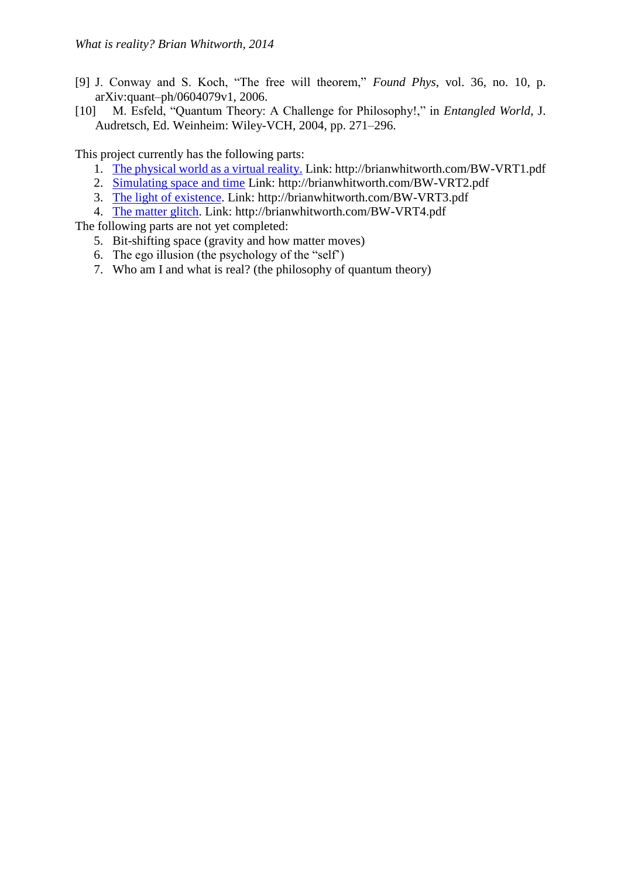[9] J. Conway and S. Koch, "The free will theorem," *Found Phys*, vol. 36, no. 10, p. arXiv:quant–ph/0604079v1, 2006.

[10] M. Esfeld, "Quantum Theory: A Challenge for Philosophy!," in *Entangled World*, J. Audretsch, Ed. Weinheim: Wiley-VCH, 2004, pp. 271–296.

This project currently has the following parts:

1. The physical world as a virtual reality. Link: http://brianwhitworth.com/BW-VRT1.pdf
2. Simulating space and time Link: http://brianwhitworth.com/BW-VRT2.pdf
3. The light of existence. Link: http://brianwhitworth.com/BW-VRT3.pdf
4. The matter glitch. Link: http://brianwhitworth.com/BW-VRT4.pdf

The following parts are not yet completed:

5. Bit-shifting space (gravity and how matter moves)
6. The ego illusion (the psychology of the "self")
7. Who am I and what is real? (the philosophy of quantum theory)